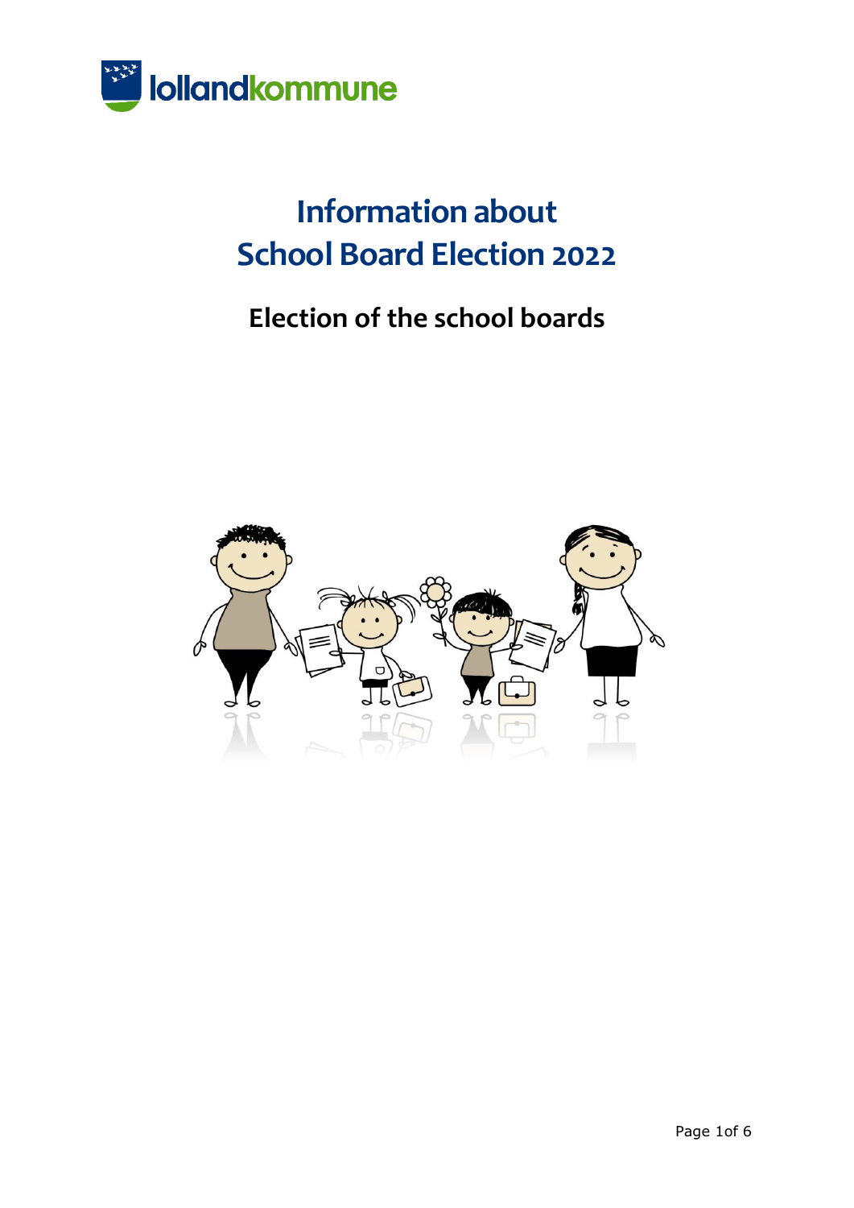lollandkommune

# Information about School Board Election 2022

## Election of the school boards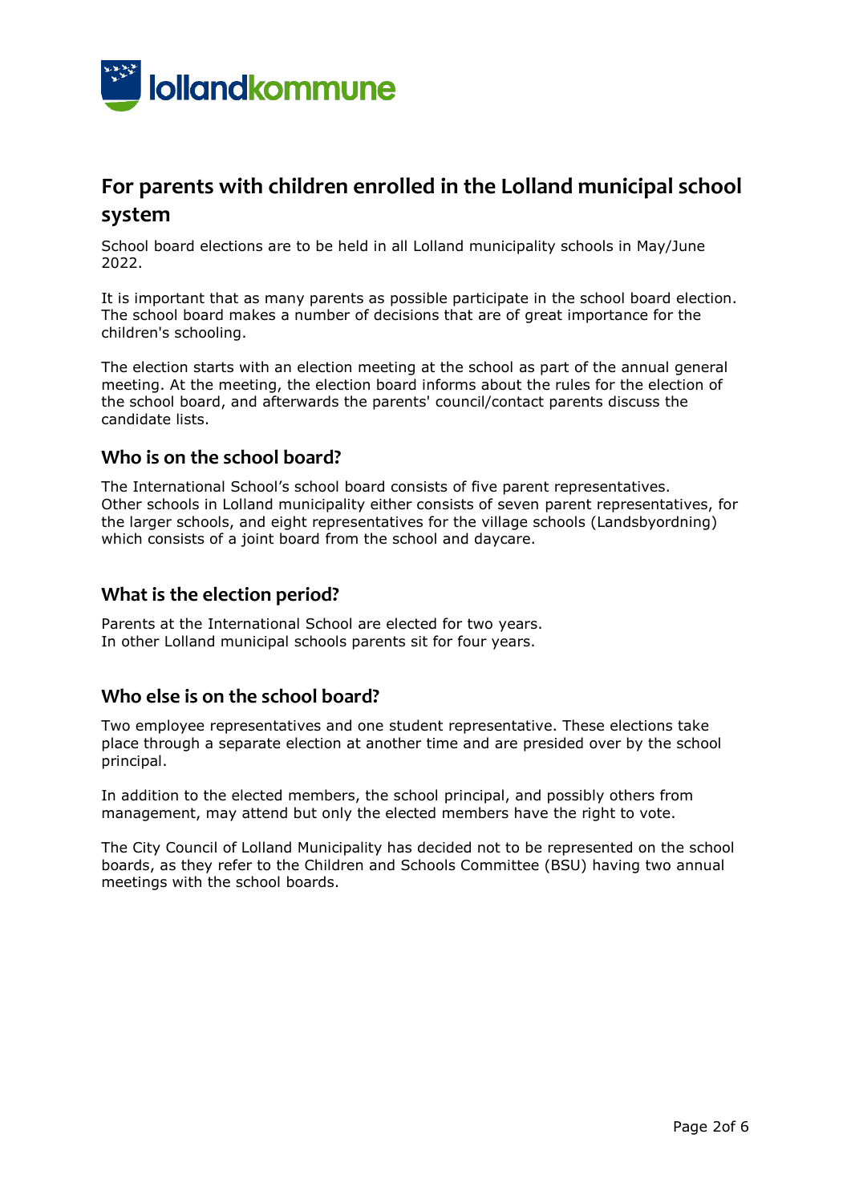## For parents with children enrolled in the Lolland municipal school system

School board elections are to be held in all Lolland municipality schools in May/June 2022.

It is important that as many parents as possible participate in the school board election. The school board makes a number of decisions that are of great importance for the children's schooling.

The election starts with an election meeting at the school as part of the annual general meeting. At the meeting, the election board informs about the rules for the election of the school board, and afterwards the parents' council/contact parents discuss the candidate lists.

### Who is on the school board?

The International School's school board consists of five parent representatives.
Other schools in Lolland municipality either consists of seven parent representatives, for the larger schools, and eight representatives for the village schools (Landsbyordning) which consists of a joint board from the school and daycare.

### What is the election period?

Parents at the International School are elected for two years.
In other Lolland municipal schools parents sit for four years.

### Who else is on the school board?

Two employee representatives and one student representative. These elections take place through a separate election at another time and are presided over by the school principal.

In addition to the elected members, the school principal, and possibly others from management, may attend but only the elected members have the right to vote.

The City Council of Lolland Municipality has decided not to be represented on the school boards, as they refer to the Children and Schools Committee (BSU) having two annual meetings with the school boards.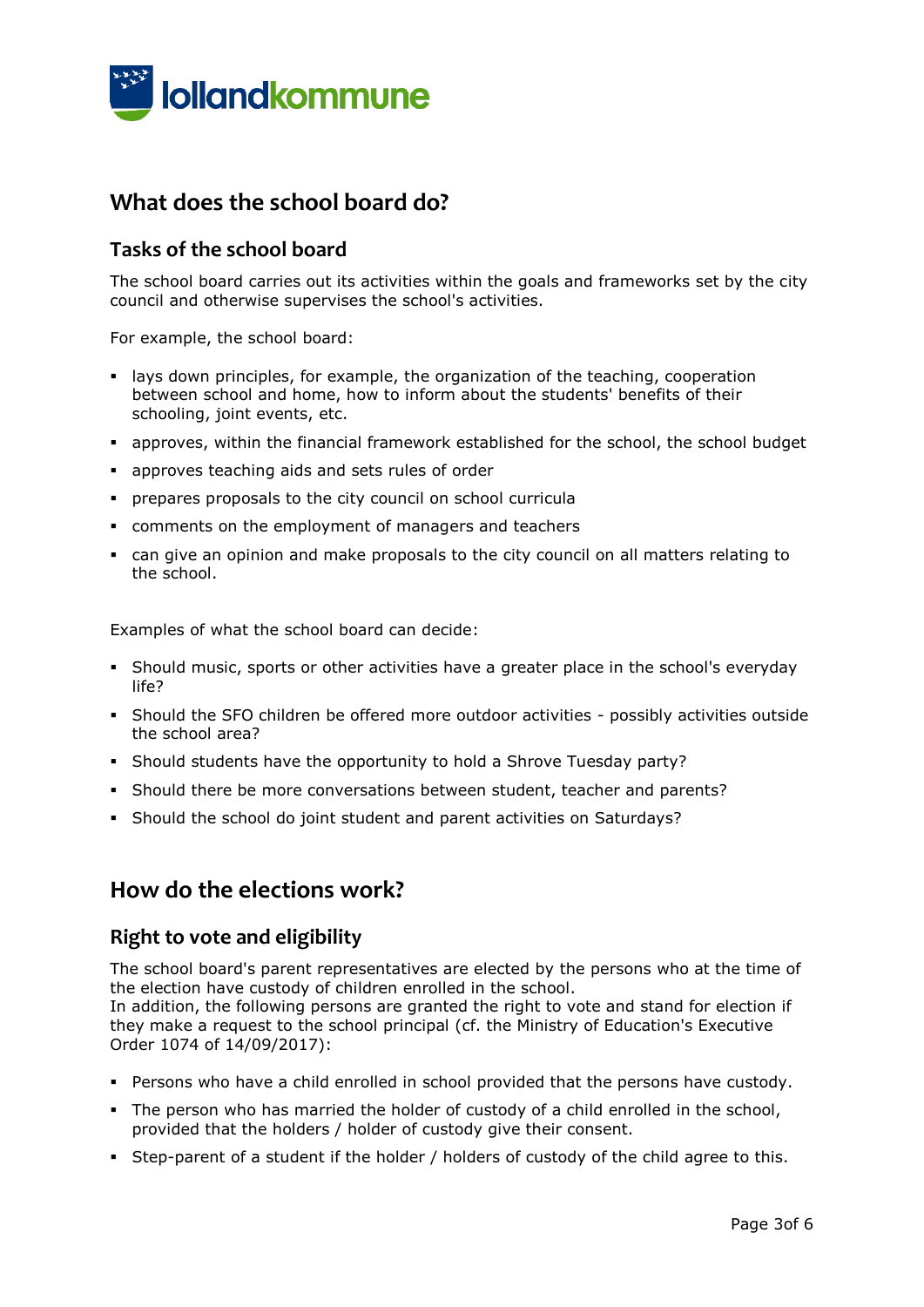## What does the school board do?

### Tasks of the school board

The school board carries out its activities within the goals and frameworks set by the city council and otherwise supervises the school's activities.

For example, the school board:

- lays down principles, for example, the organization of the teaching, cooperation between school and home, how to inform about the students' benefits of their schooling, joint events, etc.
- approves, within the financial framework established for the school, the school budget
- approves teaching aids and sets rules of order
- prepares proposals to the city council on school curricula
- comments on the employment of managers and teachers
- can give an opinion and make proposals to the city council on all matters relating to the school.

Examples of what the school board can decide:

- Should music, sports or other activities have a greater place in the school's everyday life?
- Should the SFO children be offered more outdoor activities - possibly activities outside the school area?
- Should students have the opportunity to hold a Shrove Tuesday party?
- Should there be more conversations between student, teacher and parents?
- Should the school do joint student and parent activities on Saturdays?

## How do the elections work?

### Right to vote and eligibility

The school board's parent representatives are elected by the persons who at the time of the election have custody of children enrolled in the school.
In addition, the following persons are granted the right to vote and stand for election if they make a request to the school principal (cf. the Ministry of Education's Executive Order 1074 of 14/09/2017):

- Persons who have a child enrolled in school provided that the persons have custody.
- The person who has married the holder of custody of a child enrolled in the school, provided that the holders / holder of custody give their consent.
- Step-parent of a student if the holder / holders of custody of the child agree to this.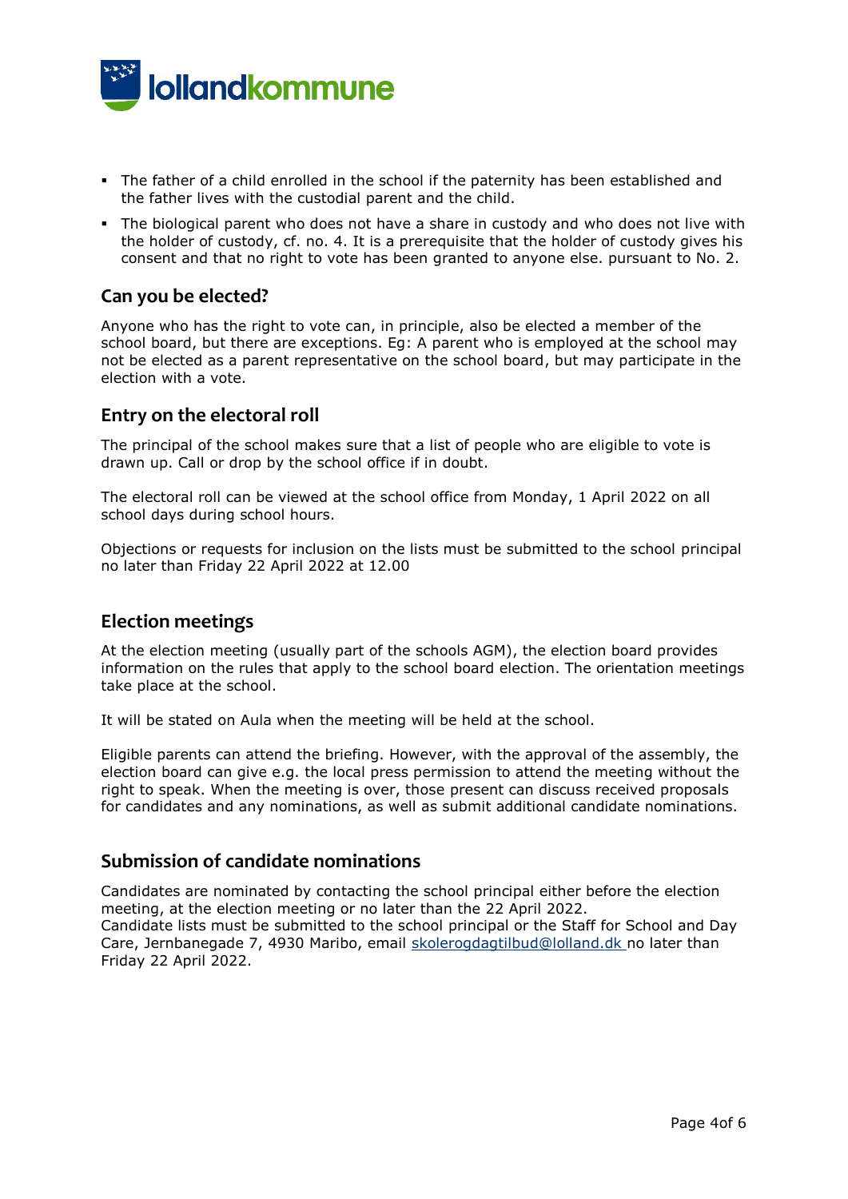- The father of a child enrolled in the school if the paternity has been established and the father lives with the custodial parent and the child.
- The biological parent who does not have a share in custody and who does not live with the holder of custody, cf. no. 4. It is a prerequisite that the holder of custody gives his consent and that no right to vote has been granted to anyone else. pursuant to No. 2.

## Can you be elected?

Anyone who has the right to vote can, in principle, also be elected a member of the school board, but there are exceptions. Eg: A parent who is employed at the school may not be elected as a parent representative on the school board, but may participate in the election with a vote.

## Entry on the electoral roll

The principal of the school makes sure that a list of people who are eligible to vote is drawn up. Call or drop by the school office if in doubt.

The electoral roll can be viewed at the school office from Monday, 1 April 2022 on all school days during school hours.

Objections or requests for inclusion on the lists must be submitted to the school principal no later than Friday 22 April 2022 at 12.00

## Election meetings

At the election meeting (usually part of the schools AGM), the election board provides information on the rules that apply to the school board election. The orientation meetings take place at the school.

It will be stated on Aula when the meeting will be held at the school.

Eligible parents can attend the briefing. However, with the approval of the assembly, the election board can give e.g. the local press permission to attend the meeting without the right to speak. When the meeting is over, those present can discuss received proposals for candidates and any nominations, as well as submit additional candidate nominations.

## Submission of candidate nominations

Candidates are nominated by contacting the school principal either before the election meeting, at the election meeting or no later than the 22 April 2022.
Candidate lists must be submitted to the school principal or the Staff for School and Day Care, Jernbanegade 7, 4930 Maribo, email skolerogdagtilbud@lolland.dk no later than Friday 22 April 2022.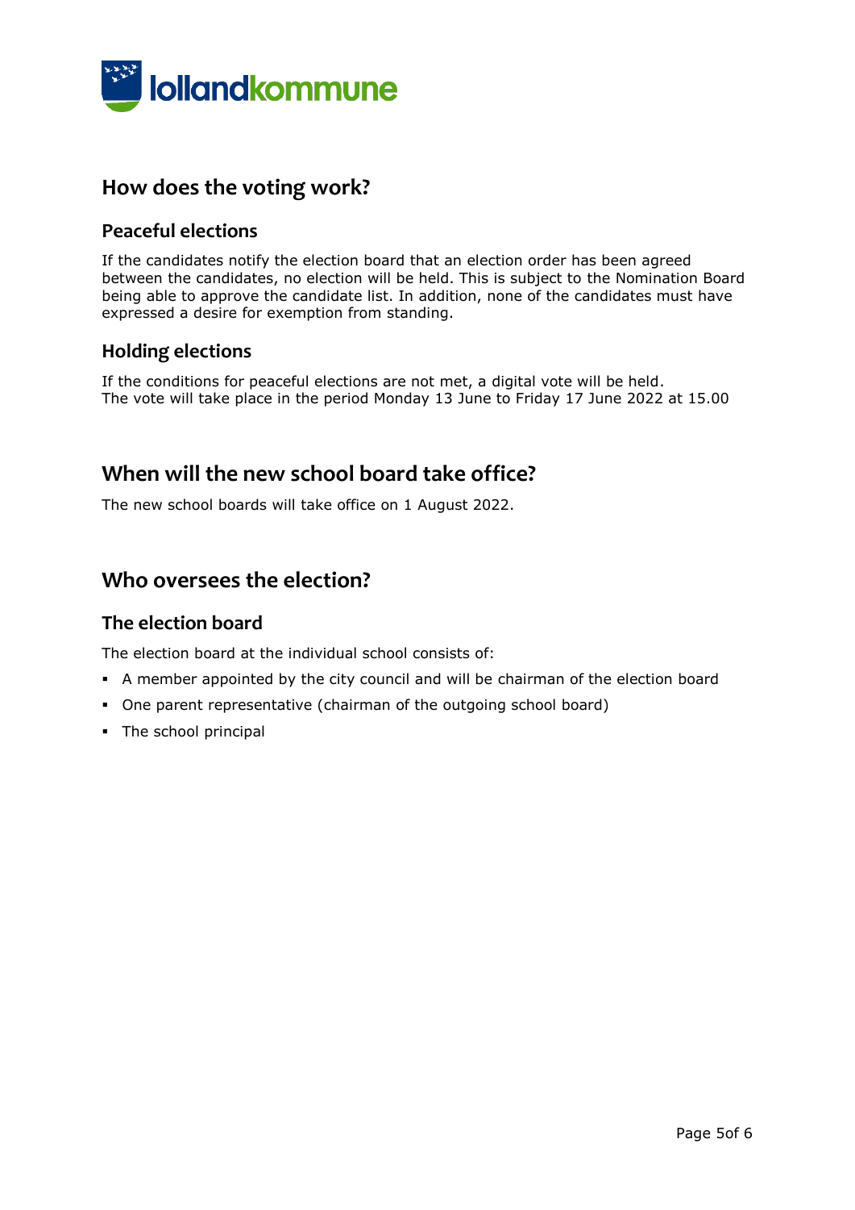## How does the voting work?

### Peaceful elections

If the candidates notify the election board that an election order has been agreed between the candidates, no election will be held. This is subject to the Nomination Board being able to approve the candidate list. In addition, none of the candidates must have expressed a desire for exemption from standing.

### Holding elections

If the conditions for peaceful elections are not met, a digital vote will be held.
The vote will take place in the period Monday 13 June to Friday 17 June 2022 at 15.00

## When will the new school board take office?

The new school boards will take office on 1 August 2022.

## Who oversees the election?

### The election board

The election board at the individual school consists of:

- A member appointed by the city council and will be chairman of the election board
- One parent representative (chairman of the outgoing school board)
- The school principal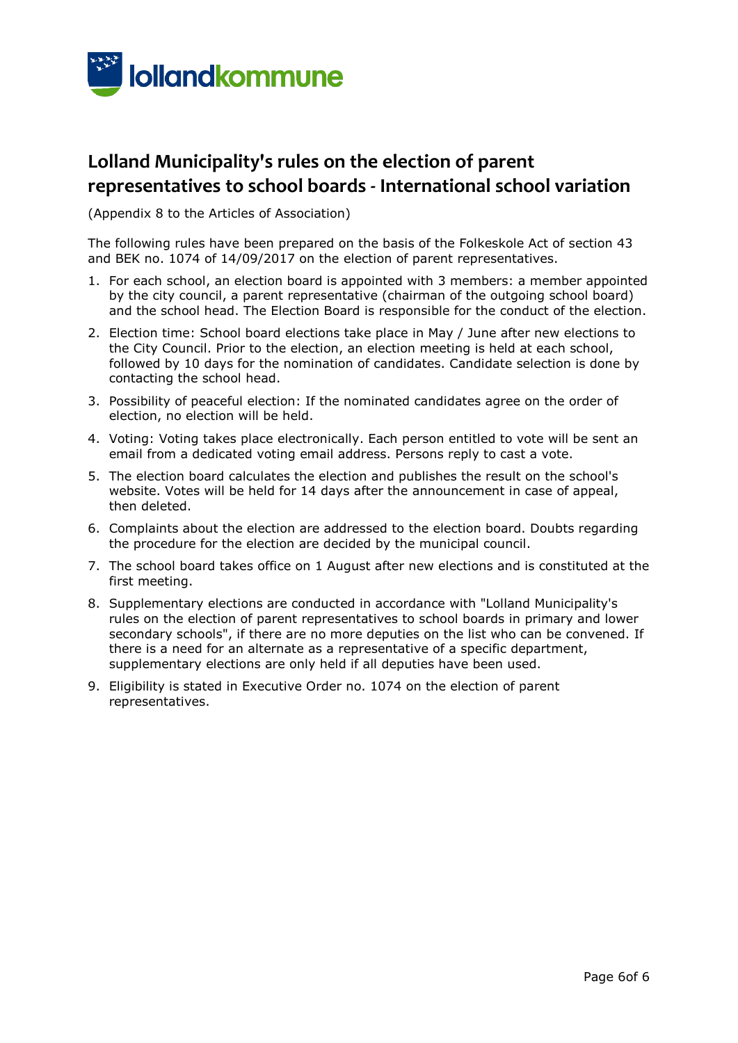# Lolland Municipality's rules on the election of parent representatives to school boards - International school variation

(Appendix 8 to the Articles of Association)

The following rules have been prepared on the basis of the Folkeskole Act of section 43 and BEK no. 1074 of 14/09/2017 on the election of parent representatives.

1. For each school, an election board is appointed with 3 members: a member appointed by the city council, a parent representative (chairman of the outgoing school board) and the school head. The Election Board is responsible for the conduct of the election.
2. Election time: School board elections take place in May / June after new elections to the City Council. Prior to the election, an election meeting is held at each school, followed by 10 days for the nomination of candidates. Candidate selection is done by contacting the school head.
3. Possibility of peaceful election: If the nominated candidates agree on the order of election, no election will be held.
4. Voting: Voting takes place electronically. Each person entitled to vote will be sent an email from a dedicated voting email address. Persons reply to cast a vote.
5. The election board calculates the election and publishes the result on the school's website. Votes will be held for 14 days after the announcement in case of appeal, then deleted.
6. Complaints about the election are addressed to the election board. Doubts regarding the procedure for the election are decided by the municipal council.
7. The school board takes office on 1 August after new elections and is constituted at the first meeting.
8. Supplementary elections are conducted in accordance with "Lolland Municipality's rules on the election of parent representatives to school boards in primary and lower secondary schools", if there are no more deputies on the list who can be convened. If there is a need for an alternate as a representative of a specific department, supplementary elections are only held if all deputies have been used.
9. Eligibility is stated in Executive Order no. 1074 on the election of parent representatives.